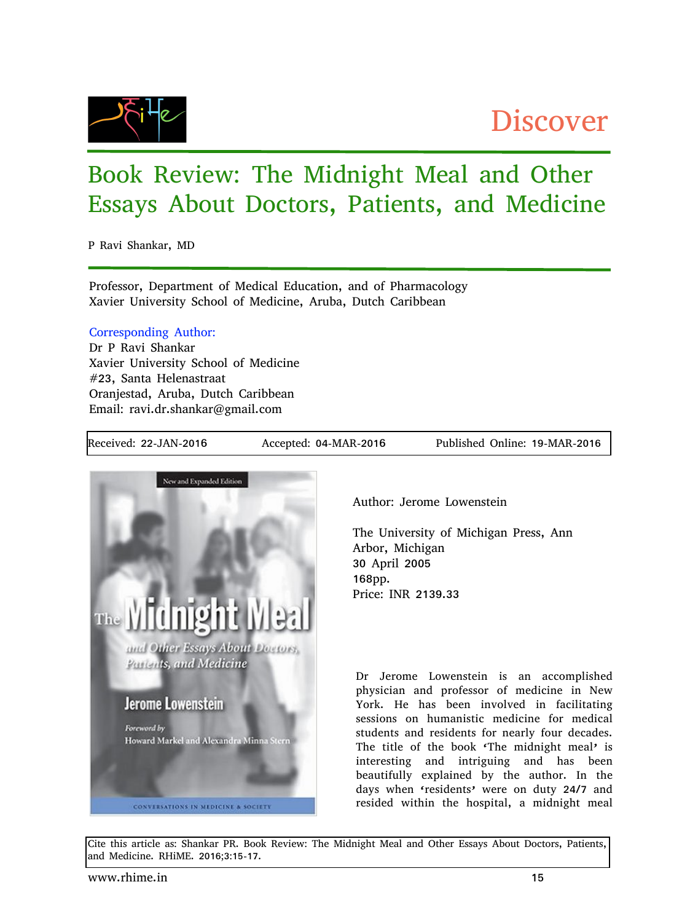Discover

# Book Review: The Midnight Meal and Other Essays About Doctors, Patients, and Medicine

P Ravi Shankar, MD

Professor, Department of Medical Education, and of Pharmacology
Xavier University School of Medicine, Aruba, Dutch Caribbean

Corresponding Author:
Dr P Ravi Shankar
Xavier University School of Medicine
#23, Santa Helenastraat
Oranjestad, Aruba, Dutch Caribbean
Email: ravi.dr.shankar@gmail.com

| Received: 22-JAN-2016 | Accepted: 04-MAR-2016 | Published Online: 19-MAR-2016 |
|---|---|---|

Author: Jerome Lowenstein

The University of Michigan Press, Ann Arbor, Michigan
30 April 2005
168pp.
Price: INR 2139.33

Dr Jerome Lowenstein is an accomplished physician and professor of medicine in New York. He has been involved in facilitating sessions on humanistic medicine for medical students and residents for nearly four decades. The title of the book 'The midnight meal' is interesting and intriguing and has been beautifully explained by the author. In the days when 'residents' were on duty 24/7 and resided within the hospital, a midnight meal

Cite this article as: Shankar PR. Book Review: The Midnight Meal and Other Essays About Doctors, Patients, and Medicine. RHiME. 2016;3:15-17.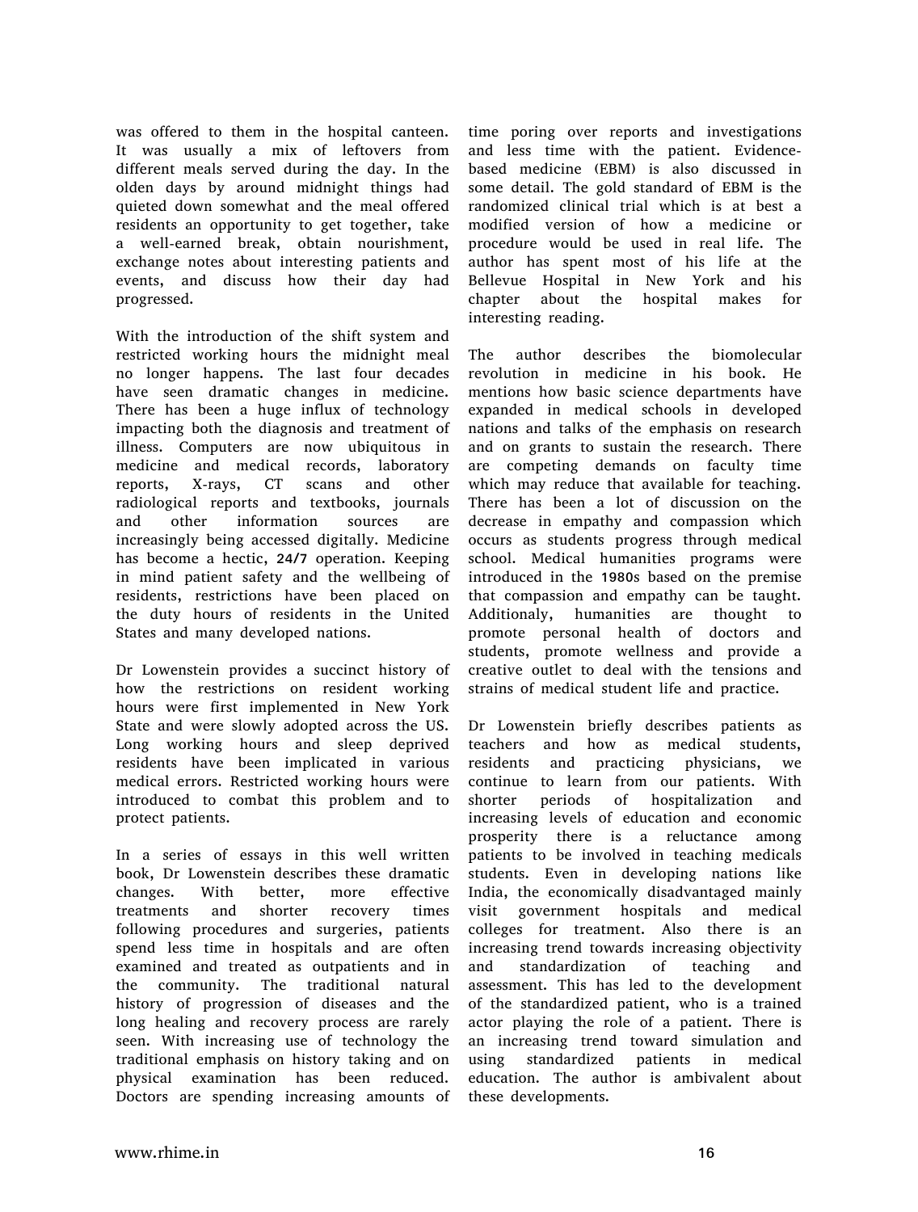was offered to them in the hospital canteen. It was usually a mix of leftovers from different meals served during the day. In the olden days by around midnight things had quieted down somewhat and the meal offered residents an opportunity to get together, take a well-earned break, obtain nourishment, exchange notes about interesting patients and events, and discuss how their day had progressed.

With the introduction of the shift system and restricted working hours the midnight meal no longer happens. The last four decades have seen dramatic changes in medicine. There has been a huge influx of technology impacting both the diagnosis and treatment of illness. Computers are now ubiquitous in medicine and medical records, laboratory reports, X-rays, CT scans and other radiological reports and textbooks, journals and other information sources are increasingly being accessed digitally. Medicine has become a hectic, 24/7 operation. Keeping in mind patient safety and the wellbeing of residents, restrictions have been placed on the duty hours of residents in the United States and many developed nations.

Dr Lowenstein provides a succinct history of how the restrictions on resident working hours were first implemented in New York State and were slowly adopted across the US. Long working hours and sleep deprived residents have been implicated in various medical errors. Restricted working hours were introduced to combat this problem and to protect patients.

In a series of essays in this well written book, Dr Lowenstein describes these dramatic changes. With better, more effective treatments and shorter recovery times following procedures and surgeries, patients spend less time in hospitals and are often examined and treated as outpatients and in the community. The traditional natural history of progression of diseases and the long healing and recovery process are rarely seen. With increasing use of technology the traditional emphasis on history taking and on physical examination has been reduced. Doctors are spending increasing amounts of time poring over reports and investigations and less time with the patient. Evidence-based medicine (EBM) is also discussed in some detail. The gold standard of EBM is the randomized clinical trial which is at best a modified version of how a medicine or procedure would be used in real life. The author has spent most of his life at the Bellevue Hospital in New York and his chapter about the hospital makes for interesting reading.

The author describes the biomolecular revolution in medicine in his book. He mentions how basic science departments have expanded in medical schools in developed nations and talks of the emphasis on research and on grants to sustain the research. There are competing demands on faculty time which may reduce that available for teaching. There has been a lot of discussion on the decrease in empathy and compassion which occurs as students progress through medical school. Medical humanities programs were introduced in the 1980s based on the premise that compassion and empathy can be taught. Additionaly, humanities are thought to promote personal health of doctors and students, promote wellness and provide a creative outlet to deal with the tensions and strains of medical student life and practice.

Dr Lowenstein briefly describes patients as teachers and how as medical students, residents and practicing physicians, we continue to learn from our patients. With shorter periods of hospitalization and increasing levels of education and economic prosperity there is a reluctance among patients to be involved in teaching medicals students. Even in developing nations like India, the economically disadvantaged mainly visit government hospitals and medical colleges for treatment. Also there is an increasing trend towards increasing objectivity and standardization of teaching and assessment. This has led to the development of the standardized patient, who is a trained actor playing the role of a patient. There is an increasing trend toward simulation and using standardized patients in medical education. The author is ambivalent about these developments.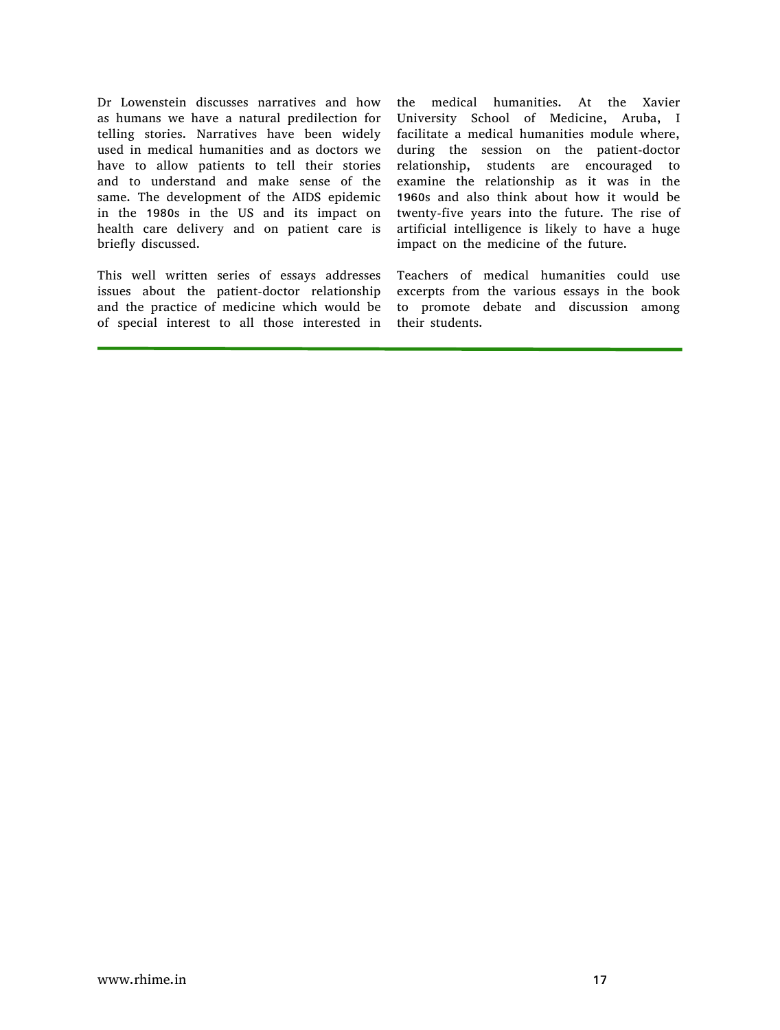Dr Lowenstein discusses narratives and how as humans we have a natural predilection for telling stories. Narratives have been widely used in medical humanities and as doctors we have to allow patients to tell their stories and to understand and make sense of the same. The development of the AIDS epidemic in the 1980s in the US and its impact on health care delivery and on patient care is briefly discussed.

This well written series of essays addresses issues about the patient-doctor relationship and the practice of medicine which would be of special interest to all those interested in the medical humanities. At the Xavier University School of Medicine, Aruba, I facilitate a medical humanities module where, during the session on the patient-doctor relationship, students are encouraged to examine the relationship as it was in the 1960s and also think about how it would be twenty-five years into the future. The rise of artificial intelligence is likely to have a huge impact on the medicine of the future.

Teachers of medical humanities could use excerpts from the various essays in the book to promote debate and discussion among their students.